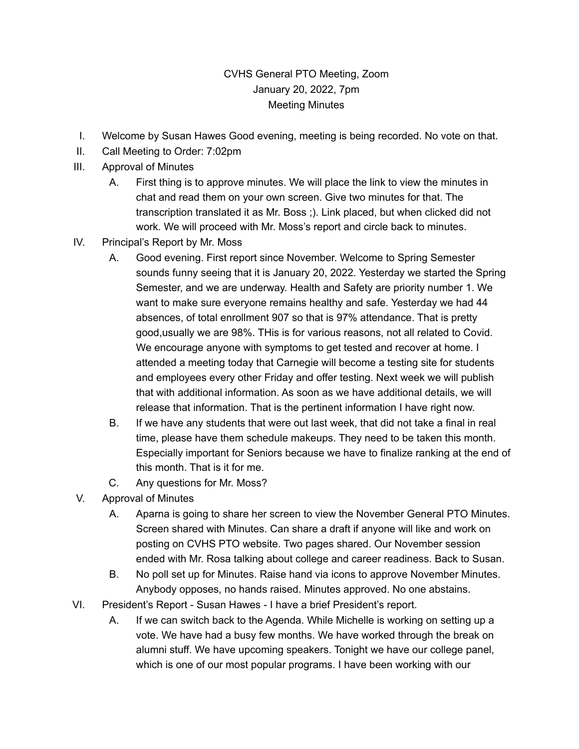CVHS General PTO Meeting, Zoom
January 20, 2022, 7pm
Meeting Minutes

I. Welcome by Susan Hawes Good evening, meeting is being recorded. No vote on that.

II. Call Meeting to Order: 7:02pm

III. Approval of Minutes

   A. First thing is to approve minutes. We will place the link to view the minutes in chat and read them on your own screen. Give two minutes for that. The transcription translated it as Mr. Boss ;). Link placed, but when clicked did not work. We will proceed with Mr. Moss's report and circle back to minutes.

IV. Principal's Report by Mr. Moss

   A. Good evening. First report since November. Welcome to Spring Semester sounds funny seeing that it is January 20, 2022. Yesterday we started the Spring Semester, and we are underway. Health and Safety are priority number 1. We want to make sure everyone remains healthy and safe. Yesterday we had 44 absences, of total enrollment 907 so that is 97% attendance. That is pretty good,usually we are 98%. THis is for various reasons, not all related to Covid. We encourage anyone with symptoms to get tested and recover at home. I attended a meeting today that Carnegie will become a testing site for students and employees every other Friday and offer testing. Next week we will publish that with additional information. As soon as we have additional details, we will release that information. That is the pertinent information I have right now.

   B. If we have any students that were out last week, that did not take a final in real time, please have them schedule makeups. They need to be taken this month. Especially important for Seniors because we have to finalize ranking at the end of this month. That is it for me.

   C. Any questions for Mr. Moss?

V. Approval of Minutes

   A. Aparna is going to share her screen to view the November General PTO Minutes. Screen shared with Minutes. Can share a draft if anyone will like and work on posting on CVHS PTO website. Two pages shared. Our November session ended with Mr. Rosa talking about college and career readiness. Back to Susan.

   B. No poll set up for Minutes. Raise hand via icons to approve November Minutes. Anybody opposes, no hands raised. Minutes approved. No one abstains.

VI. President's Report - Susan Hawes - I have a brief President's report.

   A. If we can switch back to the Agenda. While Michelle is working on setting up a vote. We have had a busy few months. We have worked through the break on alumni stuff. We have upcoming speakers. Tonight we have our college panel, which is one of our most popular programs. I have been working with our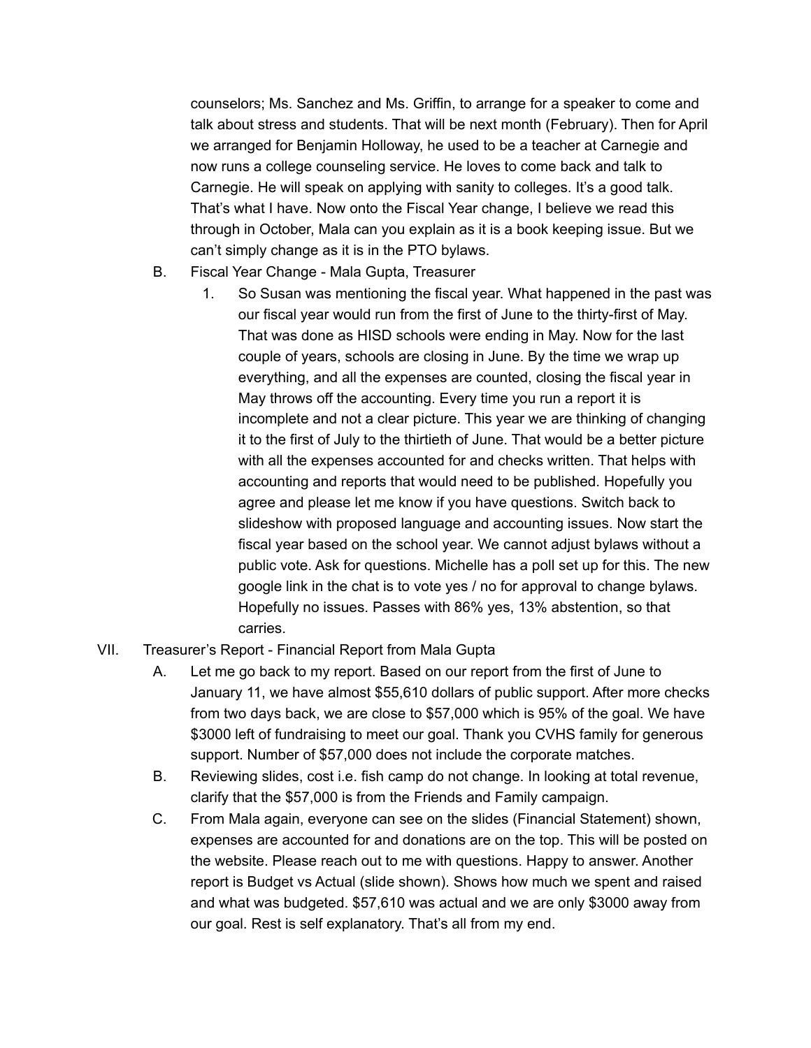counselors; Ms. Sanchez and Ms. Griffin, to arrange for a speaker to come and talk about stress and students. That will be next month (February). Then for April we arranged for Benjamin Holloway, he used to be a teacher at Carnegie and now runs a college counseling service. He loves to come back and talk to Carnegie. He will speak on applying with sanity to colleges. It's a good talk. That's what I have. Now onto the Fiscal Year change, I believe we read this through in October, Mala can you explain as it is a book keeping issue. But we can't simply change as it is in the PTO bylaws.

B. Fiscal Year Change - Mala Gupta, Treasurer

1. So Susan was mentioning the fiscal year. What happened in the past was our fiscal year would run from the first of June to the thirty-first of May. That was done as HISD schools were ending in May. Now for the last couple of years, schools are closing in June. By the time we wrap up everything, and all the expenses are counted, closing the fiscal year in May throws off the accounting. Every time you run a report it is incomplete and not a clear picture. This year we are thinking of changing it to the first of July to the thirtieth of June. That would be a better picture with all the expenses accounted for and checks written. That helps with accounting and reports that would need to be published. Hopefully you agree and please let me know if you have questions. Switch back to slideshow with proposed language and accounting issues. Now start the fiscal year based on the school year. We cannot adjust bylaws without a public vote. Ask for questions. Michelle has a poll set up for this. The new google link in the chat is to vote yes / no for approval to change bylaws. Hopefully no issues. Passes with 86% yes, 13% abstention, so that carries.

VII. Treasurer's Report - Financial Report from Mala Gupta

A. Let me go back to my report. Based on our report from the first of June to January 11, we have almost $55,610 dollars of public support. After more checks from two days back, we are close to $57,000 which is 95% of the goal. We have $3000 left of fundraising to meet our goal. Thank you CVHS family for generous support. Number of $57,000 does not include the corporate matches.

B. Reviewing slides, cost i.e. fish camp do not change. In looking at total revenue, clarify that the $57,000 is from the Friends and Family campaign.

C. From Mala again, everyone can see on the slides (Financial Statement) shown, expenses are accounted for and donations are on the top. This will be posted on the website. Please reach out to me with questions. Happy to answer. Another report is Budget vs Actual (slide shown). Shows how much we spent and raised and what was budgeted. $57,610 was actual and we are only $3000 away from our goal. Rest is self explanatory. That's all from my end.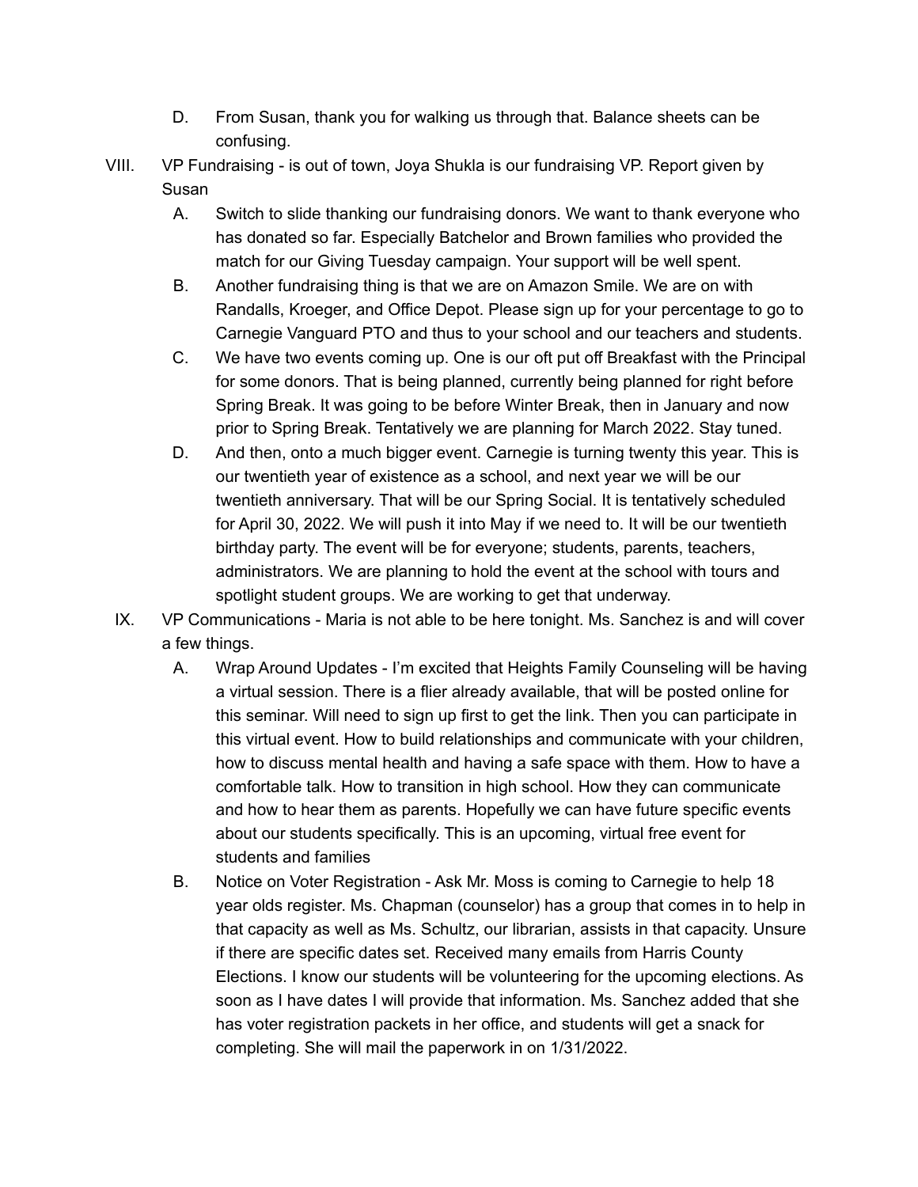D. From Susan, thank you for walking us through that. Balance sheets can be confusing.

VIII. VP Fundraising - is out of town, Joya Shukla is our fundraising VP. Report given by Susan

   A. Switch to slide thanking our fundraising donors. We want to thank everyone who has donated so far. Especially Batchelor and Brown families who provided the match for our Giving Tuesday campaign. Your support will be well spent.
   B. Another fundraising thing is that we are on Amazon Smile. We are on with Randalls, Kroeger, and Office Depot. Please sign up for your percentage to go to Carnegie Vanguard PTO and thus to your school and our teachers and students.
   C. We have two events coming up. One is our oft put off Breakfast with the Principal for some donors. That is being planned, currently being planned for right before Spring Break. It was going to be before Winter Break, then in January and now prior to Spring Break. Tentatively we are planning for March 2022. Stay tuned.
   D. And then, onto a much bigger event. Carnegie is turning twenty this year. This is our twentieth year of existence as a school, and next year we will be our twentieth anniversary. That will be our Spring Social. It is tentatively scheduled for April 30, 2022. We will push it into May if we need to. It will be our twentieth birthday party. The event will be for everyone; students, parents, teachers, administrators. We are planning to hold the event at the school with tours and spotlight student groups. We are working to get that underway.

IX. VP Communications - Maria is not able to be here tonight. Ms. Sanchez is and will cover a few things.

   A. Wrap Around Updates - I'm excited that Heights Family Counseling will be having a virtual session. There is a flier already available, that will be posted online for this seminar. Will need to sign up first to get the link. Then you can participate in this virtual event. How to build relationships and communicate with your children, how to discuss mental health and having a safe space with them. How to have a comfortable talk. How to transition in high school. How they can communicate and how to hear them as parents. Hopefully we can have future specific events about our students specifically. This is an upcoming, virtual free event for students and families
   B. Notice on Voter Registration - Ask Mr. Moss is coming to Carnegie to help 18 year olds register. Ms. Chapman (counselor) has a group that comes in to help in that capacity as well as Ms. Schultz, our librarian, assists in that capacity. Unsure if there are specific dates set. Received many emails from Harris County Elections. I know our students will be volunteering for the upcoming elections. As soon as I have dates I will provide that information. Ms. Sanchez added that she has voter registration packets in her office, and students will get a snack for completing. She will mail the paperwork in on 1/31/2022.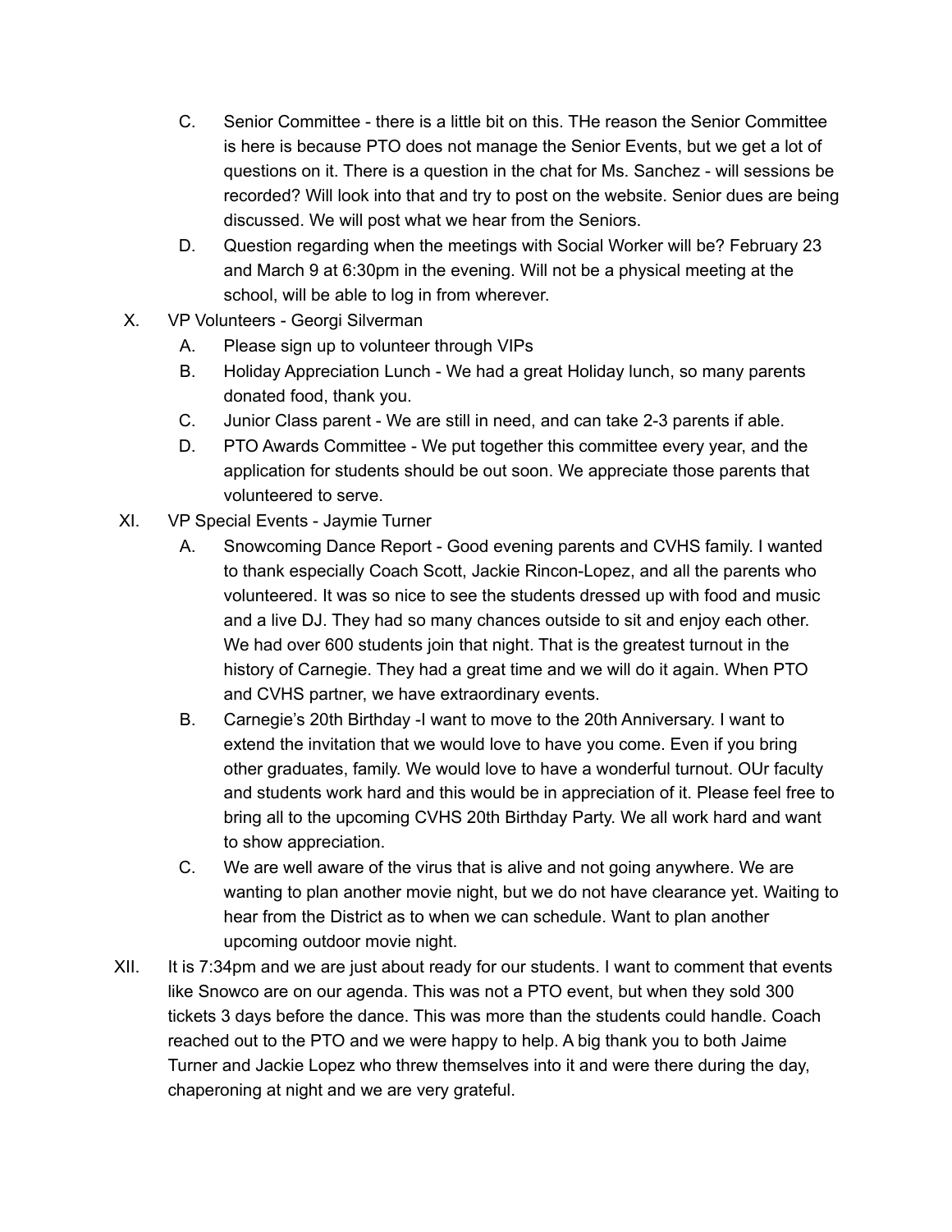C. Senior Committee - there is a little bit on this. THe reason the Senior Committee is here is because PTO does not manage the Senior Events, but we get a lot of questions on it. There is a question in the chat for Ms. Sanchez - will sessions be recorded? Will look into that and try to post on the website. Senior dues are being discussed. We will post what we hear from the Seniors.

D. Question regarding when the meetings with Social Worker will be? February 23 and March 9 at 6:30pm in the evening. Will not be a physical meeting at the school, will be able to log in from wherever.

X. VP Volunteers - Georgi Silverman

A. Please sign up to volunteer through VIPs

B. Holiday Appreciation Lunch - We had a great Holiday lunch, so many parents donated food, thank you.

C. Junior Class parent - We are still in need, and can take 2-3 parents if able.

D. PTO Awards Committee - We put together this committee every year, and the application for students should be out soon. We appreciate those parents that volunteered to serve.

XI. VP Special Events - Jaymie Turner

A. Snowcoming Dance Report - Good evening parents and CVHS family. I wanted to thank especially Coach Scott, Jackie Rincon-Lopez, and all the parents who volunteered. It was so nice to see the students dressed up with food and music and a live DJ. They had so many chances outside to sit and enjoy each other. We had over 600 students join that night. That is the greatest turnout in the history of Carnegie. They had a great time and we will do it again. When PTO and CVHS partner, we have extraordinary events.

B. Carnegie's 20th Birthday -I want to move to the 20th Anniversary. I want to extend the invitation that we would love to have you come. Even if you bring other graduates, family. We would love to have a wonderful turnout. OUr faculty and students work hard and this would be in appreciation of it. Please feel free to bring all to the upcoming CVHS 20th Birthday Party. We all work hard and want to show appreciation.

C. We are well aware of the virus that is alive and not going anywhere. We are wanting to plan another movie night, but we do not have clearance yet. Waiting to hear from the District as to when we can schedule. Want to plan another upcoming outdoor movie night.

XII. It is 7:34pm and we are just about ready for our students. I want to comment that events like Snowco are on our agenda. This was not a PTO event, but when they sold 300 tickets 3 days before the dance. This was more than the students could handle. Coach reached out to the PTO and we were happy to help. A big thank you to both Jaime Turner and Jackie Lopez who threw themselves into it and were there during the day, chaperoning at night and we are very grateful.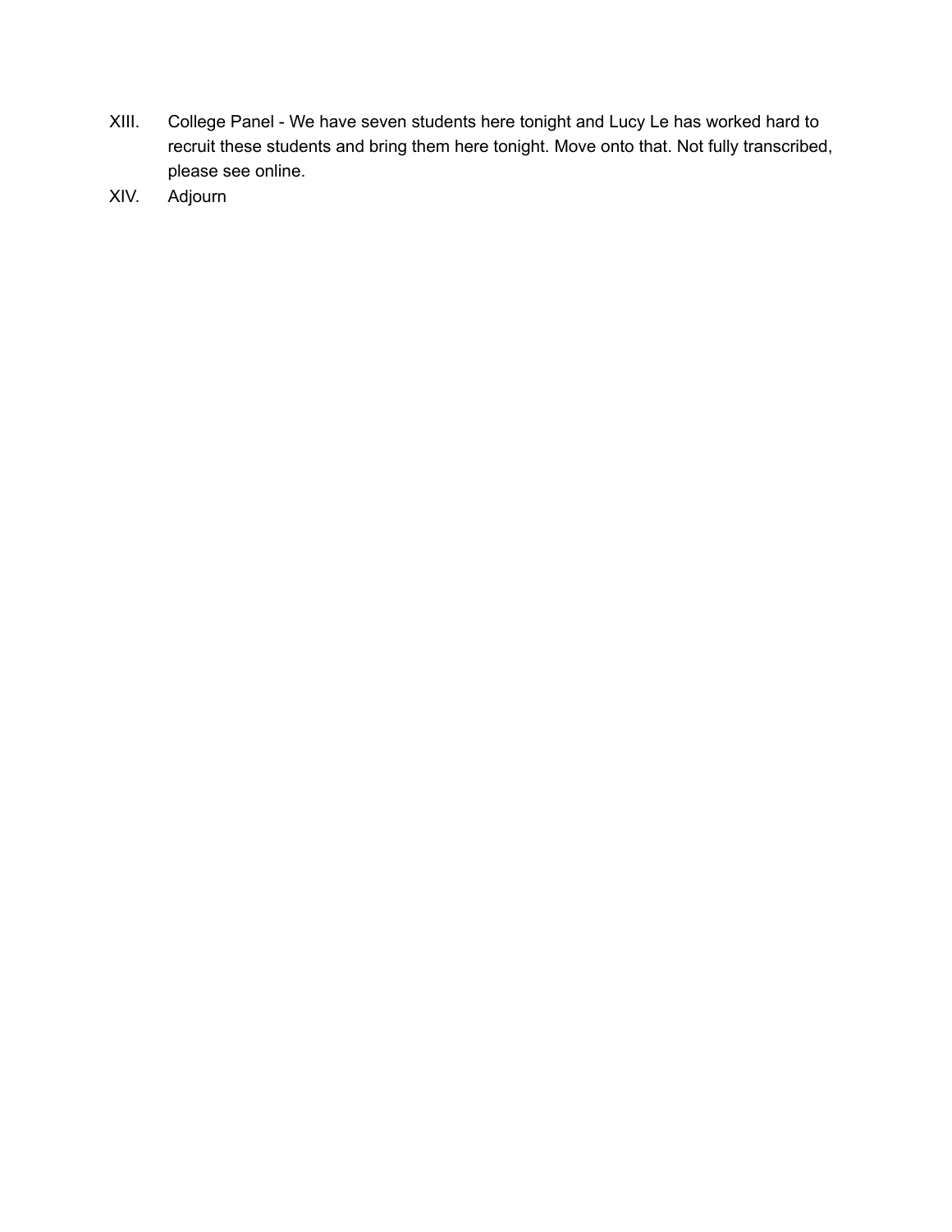XIII. College Panel - We have seven students here tonight and Lucy Le has worked hard to recruit these students and bring them here tonight. Move onto that. Not fully transcribed, please see online.

XIV. Adjourn